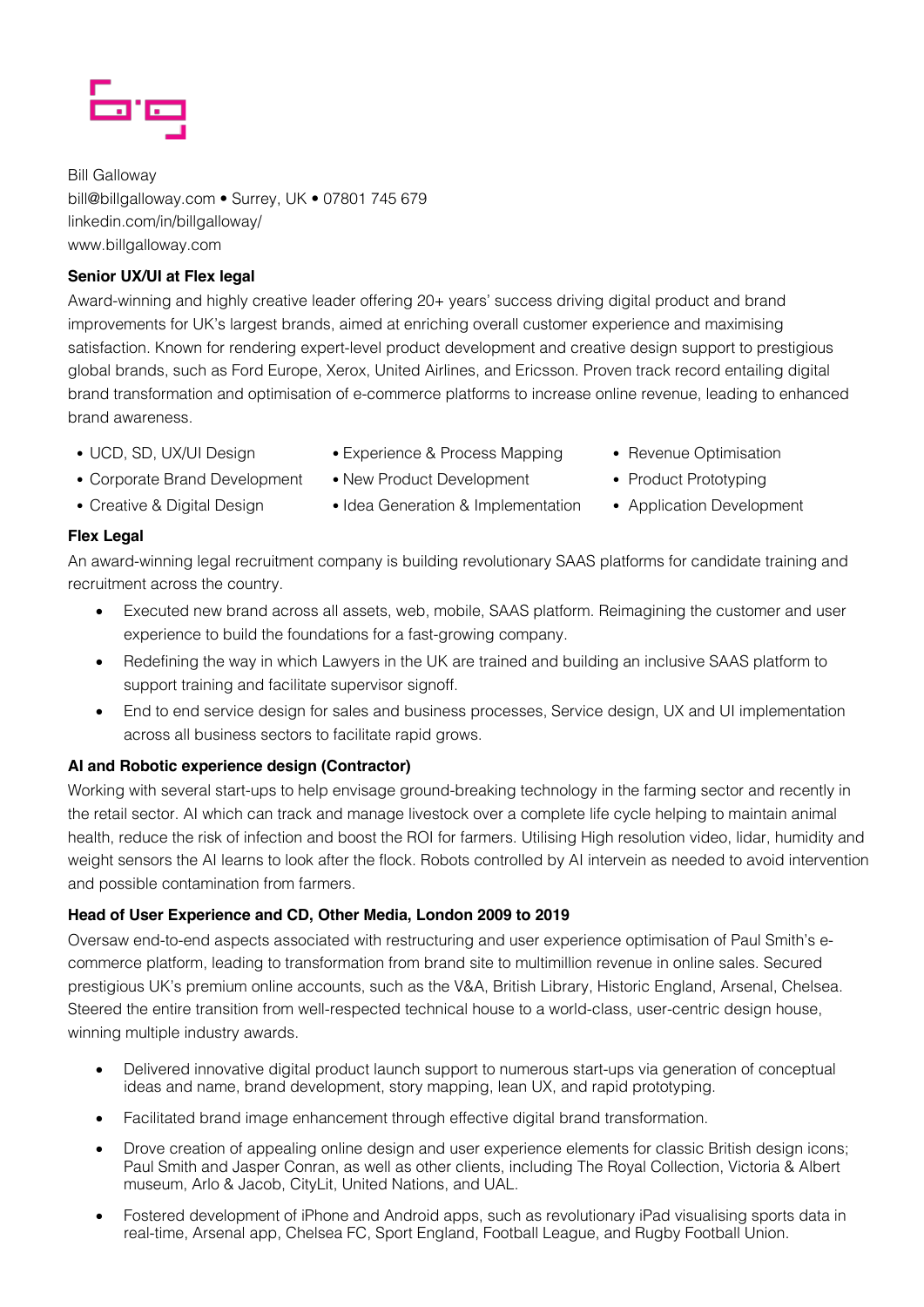Bill Galloway
bill@billgalloway.com • Surrey, UK • 07801 745 679
linkedin.com/in/billgalloway/
www.billgalloway.com

**Senior UX/UI at Flex legal**

Award-winning and highly creative leader offering 20+ years' success driving digital product and brand improvements for UK's largest brands, aimed at enriching overall customer experience and maximising satisfaction. Known for rendering expert-level product development and creative design support to prestigious global brands, such as Ford Europe, Xerox, United Airlines, and Ericsson. Proven track record entailing digital brand transformation and optimisation of e-commerce platforms to increase online revenue, leading to enhanced brand awareness.

- UCD, SD, UX/UI Design
- Corporate Brand Development
- Creative & Digital Design
- Experience & Process Mapping
- New Product Development
- Idea Generation & Implementation
- Revenue Optimisation
- Product Prototyping
- Application Development

**Flex Legal**

An award-winning legal recruitment company is building revolutionary SAAS platforms for candidate training and recruitment across the country.

- Executed new brand across all assets, web, mobile, SAAS platform. Reimagining the customer and user experience to build the foundations for a fast-growing company.
- Redefining the way in which Lawyers in the UK are trained and building an inclusive SAAS platform to support training and facilitate supervisor signoff.
- End to end service design for sales and business processes, Service design, UX and UI implementation across all business sectors to facilitate rapid grows.

**AI and Robotic experience design (Contractor)**

Working with several start-ups to help envisage ground-breaking technology in the farming sector and recently in the retail sector. AI which can track and manage livestock over a complete life cycle helping to maintain animal health, reduce the risk of infection and boost the ROI for farmers. Utilising High resolution video, lidar, humidity and weight sensors the AI learns to look after the flock. Robots controlled by AI intervein as needed to avoid intervention and possible contamination from farmers.

**Head of User Experience and CD, Other Media, London 2009 to 2019**

Oversaw end-to-end aspects associated with restructuring and user experience optimisation of Paul Smith's e-commerce platform, leading to transformation from brand site to multimillion revenue in online sales. Secured prestigious UK's premium online accounts, such as the V&A, British Library, Historic England, Arsenal, Chelsea. Steered the entire transition from well-respected technical house to a world-class, user-centric design house, winning multiple industry awards.

- Delivered innovative digital product launch support to numerous start-ups via generation of conceptual ideas and name, brand development, story mapping, lean UX, and rapid prototyping.
- Facilitated brand image enhancement through effective digital brand transformation.
- Drove creation of appealing online design and user experience elements for classic British design icons; Paul Smith and Jasper Conran, as well as other clients, including The Royal Collection, Victoria & Albert museum, Arlo & Jacob, CityLit, United Nations, and UAL.
- Fostered development of iPhone and Android apps, such as revolutionary iPad visualising sports data in real-time, Arsenal app, Chelsea FC, Sport England, Football League, and Rugby Football Union.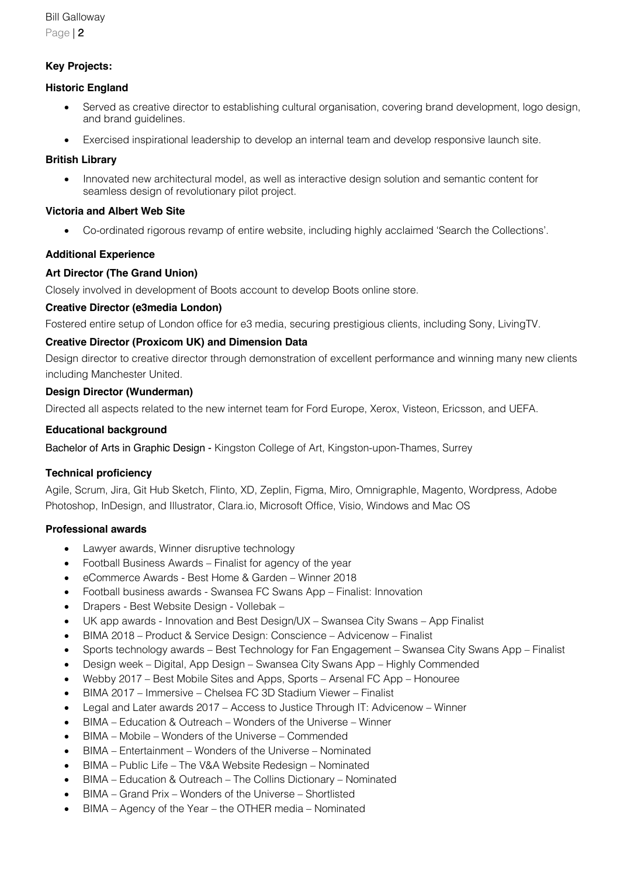**Key Projects:**

**Historic England**

- Served as creative director to establishing cultural organisation, covering brand development, logo design, and brand guidelines.
- Exercised inspirational leadership to develop an internal team and develop responsive launch site.

**British Library**

- Innovated new architectural model, as well as interactive design solution and semantic content for seamless design of revolutionary pilot project.

**Victoria and Albert Web Site**

- Co-ordinated rigorous revamp of entire website, including highly acclaimed 'Search the Collections'.

**Additional Experience**

**Art Director (The Grand Union)**

Closely involved in development of Boots account to develop Boots online store.

**Creative Director (e3media London)**

Fostered entire setup of London office for e3 media, securing prestigious clients, including Sony, LivingTV.

**Creative Director (Proxicom UK) and Dimension Data**

Design director to creative director through demonstration of excellent performance and winning many new clients including Manchester United.

**Design Director (Wunderman)**

Directed all aspects related to the new internet team for Ford Europe, Xerox, Visteon, Ericsson, and UEFA.

**Educational background**

Bachelor of Arts in Graphic Design - Kingston College of Art, Kingston-upon-Thames, Surrey

**Technical proficiency**

Agile, Scrum, Jira, Git Hub Sketch, Flinto, XD, Zeplin, Figma, Miro, Omnigraphle, Magento, Wordpress, Adobe Photoshop, InDesign, and Illustrator, Clara.io, Microsoft Office, Visio, Windows and Mac OS

**Professional awards**

- Lawyer awards, Winner disruptive technology
- Football Business Awards – Finalist for agency of the year
- eCommerce Awards - Best Home & Garden – Winner 2018
- Football business awards - Swansea FC Swans App – Finalist: Innovation
- Drapers - Best Website Design - Vollebak –
- UK app awards - Innovation and Best Design/UX – Swansea City Swans – App Finalist
- BIMA 2018 – Product & Service Design: Conscience – Advicenow – Finalist
- Sports technology awards – Best Technology for Fan Engagement – Swansea City Swans App – Finalist
- Design week – Digital, App Design – Swansea City Swans App – Highly Commended
- Webby 2017 – Best Mobile Sites and Apps, Sports – Arsenal FC App – Honouree
- BIMA 2017 – Immersive – Chelsea FC 3D Stadium Viewer – Finalist
- Legal and Later awards 2017 – Access to Justice Through IT: Advicenow – Winner
- BIMA – Education & Outreach – Wonders of the Universe – Winner
- BIMA – Mobile – Wonders of the Universe – Commended
- BIMA – Entertainment – Wonders of the Universe – Nominated
- BIMA – Public Life – The V&A Website Redesign – Nominated
- BIMA – Education & Outreach – The Collins Dictionary – Nominated
- BIMA – Grand Prix – Wonders of the Universe – Shortlisted
- BIMA – Agency of the Year – the OTHER media – Nominated